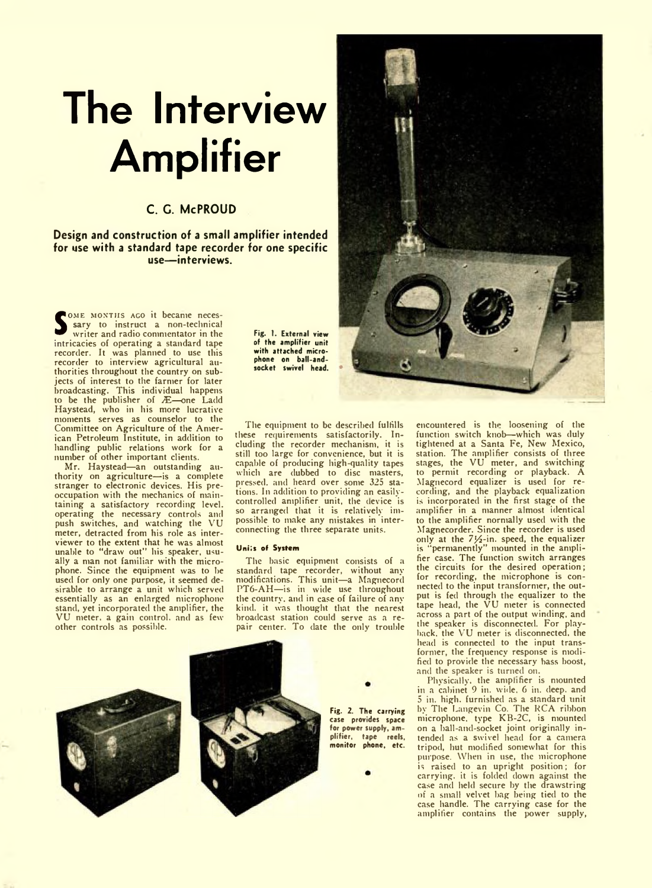# The Interview Amplifier

**C. G. McPROUD**

**Design and construction of a small amplifier intended for use with a standard tape recorder for one specific use—interviews.**

Some months ago it became necessary to instruct a non-technical writer and radio commentator in the intricacies of operating a standard tape recorder. It was planned to use this recorder to interview agricultural authorities throughout the country on subjects of interest to the farmer for later broadcasting. This individual happens to be the publisher of Æ—one Ladd Haystead, who in his more lucrative moments serves as counselor to the Committee on Agriculture of the American Petroleum Institute, in addition to handling public relations work for a number of other important clients.

Mr. Haystead—an outstanding authority on agriculture—is a complete stranger to electronic devices. His preoccupation with the mechanics of maintaining a satisfactory recording level, operating the necessary controls and push switches, and watching the VU meter, detracted from his role as interviewer to the extent that he was almost unable to "draw out" his speaker, usually a man not familiar with the microphone. Since the equipment was to be used for only one purpose, it seemed desirable to arrange a unit which served essentially as an enlarged microphone stand, yet incorporated the amplifier, the VU meter, a gain control, and as few other controls as possible.

Fig. 1. External view of the amplifier unit with attached microphone on ball-and-socket swivel head.

The equipment to be described fulfills these requirements satisfactorily. Including the recorder mechanism, it is still too large for convenience, but it is capable of producing high-quality tapes which are dubbed to disc masters, pressed, and heard over some 325 stations. In addition to providing an easily-controlled amplifier unit, the device is so arranged that it is relatively impossible to make any mistakes in interconnecting the three separate units.

### Units of System

The basic equipment consists of a standard tape recorder, without any modifications. This unit—a Magnecord PT6-AH—is in wide use throughout the country, and in case of failure of any kind, it was thought that the nearest broadcast station could serve as a repair center. To date the only trouble encountered is the loosening of the function switch knob—which was duly tightened at a Santa Fe, New Mexico, station. The amplifier consists of three stages, the VU meter, and switching to permit recording or playback. A Magnecord equalizer is used for recording, and the playback equalization is incorporated in the first stage of the amplifier in a manner almost identical to the amplifier normally used with the Magnecorder. Since the recorder is used only at the 7½-in. speed, the equalizer is "permanently" mounted in the amplifier case. The function switch arranges the circuits for the desired operation; for recording, the microphone is connected to the input transformer, the output is fed through the equalizer to the tape head, the VU meter is connected across a part of the output winding, and the speaker is disconnected. For playback, the VU meter is disconnected, the head is connected to the input transformer, the frequency response is modified to provide the necessary bass boost, and the speaker is turned on.

Physically, the amplifier is mounted in a cabinet 9 in. wide, 6 in. deep, and 5 in. high, furnished as a standard unit by The Langevin Co. The RCA ribbon microphone, type KB-2C, is mounted on a ball-and-socket joint originally intended as a swivel head for a camera tripod, but modified somewhat for this purpose. When in use, the microphone is raised to an upright position; for carrying, it is folded down against the case and held secure by the drawstring of a small velvet bag being tied to the case handle. The carrying case for the amplifier contains the power supply,

Fig. 2. The carrying case provides space for power supply, amplifier, tape reels, monitor phone, etc.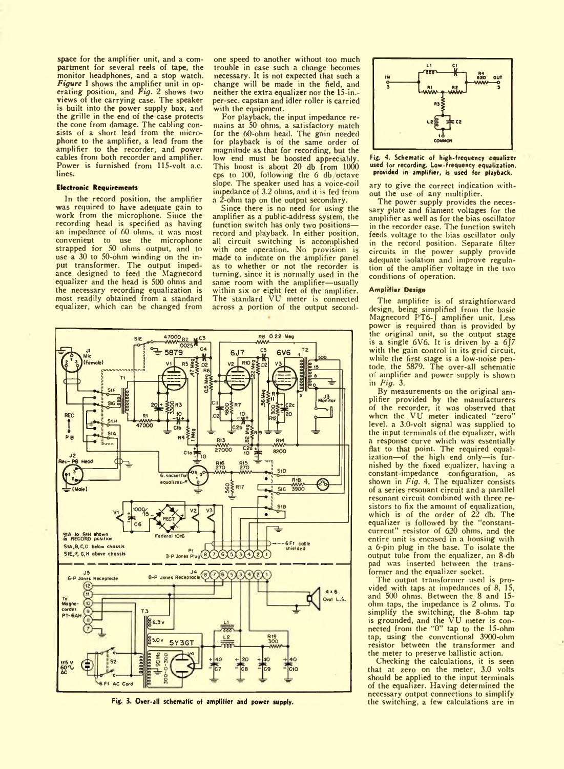space for the amplifier unit, and a compartment for several reels of tape, the monitor headphones, and a stop watch. *Figure* 1 shows the amplifier unit in operating position, and *Fig.* 2 shows two views of the carrying case. The speaker is built into the power supply box, and the grille in the end of the case protects the cone from damage. The cabling consists of a short lead from the microphone to the amplifier, a lead from the amplifier to the recorder, and power cables from both recorder and amplifier. Power is furnished from 115-volt a.c. lines.

### Electronic Requirements

In the record position, the amplifier was required to have adequate gain to work from the microphone. Since the recording head is specified as having an impedance of 60 ohms, it was most convenient to use the microphone strapped for 50 ohms output, and to use a 30 to 50-ohm winding on the input transformer. The output impedance designed to feed the Magnecord equalizer and the head is 500 ohms and the necessary recording equalization is most readily obtained from a standard equalizer, which can be changed from one speed to another without too much trouble in case such a change becomes necessary. It is not expected that such a change will be made in the field, and neither the extra equalizer nor the 15-in.-per-sec. capstan and idler roller is carried with the equipment.

For playback, the input impedance remains at 50 ohms, a satisfactory match for the 60-ohm head. The gain needed for playback is of the same order of magnitude as that for recording, but the low end must be boosted appreciably. This boost is about 20 db from 1000 cps to 100, following the 6 db/octave slope. The speaker used has a voice-coil impedance of 3.2 ohms, and it is fed from a 2-ohm tap on the output secondary.

Since there is no need for using the amplifier as a public-address system, the function switch has only two positions—record and playback. In either position, all circuit switching is accomplished with one operation. No provision is made to indicate on the amplifier panel as to whether or not the recorder is turning, since it is normally used in the same room with the amplifier—usually within six or eight feet of the amplifier. The standard VU meter is connected across a portion of the output secondary to give the correct indication without the use of any multiplier.

The power supply provides the necessary plate and filament voltages for the amplifier as well as for the bias oscillator in the recorder case. The function switch feeds voltage to the bias oscillator only in the record position. Separate filter circuits in the power supply provide adequate isolation and improve regulation of the amplifier voltage in the two conditions of operation.

Fig. 3. Over-all schematic of amplifier and power supply.

Fig. 4. Schematic of high-frequency equalizer used for recording. Low-frequency equalization, provided in amplifier, is used for playback.

### Amplifier Design

The amplifier is of straightforward design, being simplified from the basic Magnecord PT6-J amplifier unit. Less power is required than is provided by the original unit, so the output stage is a single 6V6. It is driven by a 6J7 with the gain control in its grid circuit, while the first stage is a low-noise pentode, the 5879. The over-all schematic of amplifier and power supply is shown in *Fig.* 3.

By measurements on the original amplifier provided by the manufacturers of the recorder, it was observed that when the VU meter indicated "zero" level, a 3.0-volt signal was supplied to the input terminals of the equalizer, with a response curve which was essentially flat to that point. The required equalization—of the high end only—is furnished by the fixed equalizer, having a constant-impedance configuration, as shown in *Fig.* 4. The equalizer consists of a series resonant circuit and a parallel resonant circuit combined with three resistors to fix the amount of equalization, which is of the order of 22 db. The equalizer is followed by the "constant-current" resistor of 620 ohms, and the entire unit is encased in a housing with a 6-pin plug in the base. To isolate the output tube from the equalizer, an 8-db pad was inserted between the transformer and the equalizer socket.

The output transformer used is provided with taps at impedances of 8, 15, and 500 ohms. Between the 8 and 15-ohm taps, the impedance is 2 ohms. To simplify the switching, the 8-ohm tap is grounded, and the VU meter is connected from the "0" tap to the 15-ohm tap, using the conventional 3900-ohm resistor between the transformer and the meter to preserve ballistic action.

Checking the calculations, it is seen that at zero on the meter, 3.0 volts should be applied to the input terminals of the equalizer. Having determined the necessary output connections to simplify the switching, a few calculations are in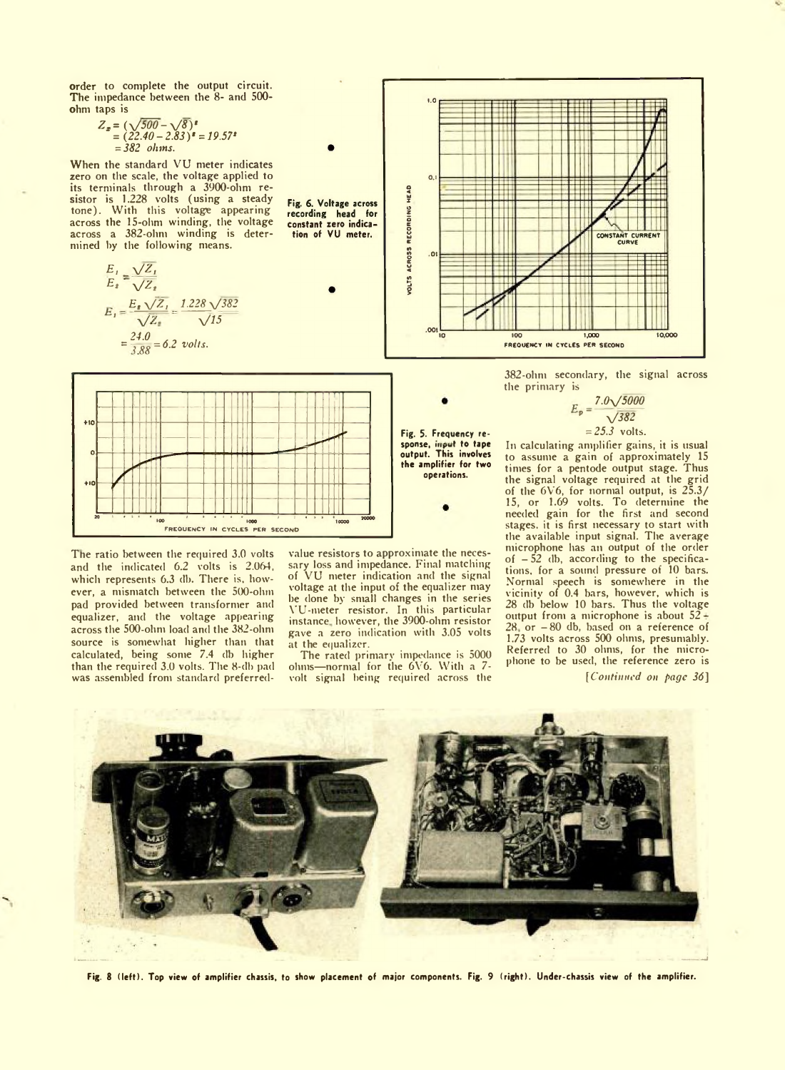order to complete the output circuit. The impedance between the 8- and 500-ohm taps is

$$Z_2 = (\sqrt{500} - \sqrt{8})^2$$
$$= (22.40 - 2.83)^2 = 19.57^2$$
$$= 382 \text{ ohms.}$$

When the standard VU meter indicates zero on the scale, the voltage applied to its terminals through a 3900-ohm resistor is 1.228 volts (using a steady tone). With this voltage appearing across the 15-ohm winding, the voltage across a 382-ohm winding is determined by the following means.

$$\frac{E_1}{E_2} = \frac{\sqrt{Z_1}}{\sqrt{Z_2}}$$

$$E_1 = \frac{E_2\sqrt{Z_1}}{\sqrt{Z_2}} = \frac{1.228\sqrt{382}}{\sqrt{15}}$$

$$= \frac{24.0}{3.88} = 6.2 \text{ volts.}$$

Fig. 6. Voltage across recording head for constant zero indication of VU meter.

Fig. 5. Frequency response, input to tape output. This involves the amplifier for two operations.

The ratio between the required 3.0 volts and the indicated 6.2 volts is 2.064, which represents 6.3 db. There is, however, a mismatch between the 500-ohm pad provided between transformer and equalizer, and the voltage appearing across the 500-ohm load and the 382-ohm source is somewhat higher than that calculated, being some 7.4 db higher than the required 3.0 volts. The 8-db pad was assembled from standard preferred-value resistors to approximate the necessary loss and impedance. Final matching of VU meter indication and the signal voltage at the input of the equalizer may be done by small changes in the series VU-meter resistor. In this particular instance, however, the 3900-ohm resistor gave a zero indication with 3.05 volts at the equalizer.

The rated primary impedance is 5000 ohms—normal for the 6V6. With a 7-volt signal being required across the 382-ohm secondary, the signal across the primary is

$$E_p = \frac{7.0\sqrt{5000}}{\sqrt{382}}$$
$$= 25.3 \text{ volts.}$$

In calculating amplifier gains, it is usual to assume a gain of approximately 15 times for a pentode output stage. Thus the signal voltage required at the grid of the 6V6, for normal output, is 25.3/15, or 1.69 volts. To determine the needed gain for the first and second stages, it is first necessary to start with the available input signal. The average microphone has an output of the order of −52 db, according to the specifications, for a sound pressure of 10 bars. Normal speech is somewhere in the vicinity of 0.4 bars, however, which is 28 db below 10 bars. Thus the voltage output from a microphone is about 52 + 28, or −80 db, based on a reference of 1.73 volts across 500 ohms, presumably. Referred to 30 ohms, for the microphone to be used, the reference zero is

[*Continued on page 36*]

Fig. 8 (left). Top view of amplifier chassis, to show placement of major components. Fig. 9 (right). Under-chassis view of the amplifier.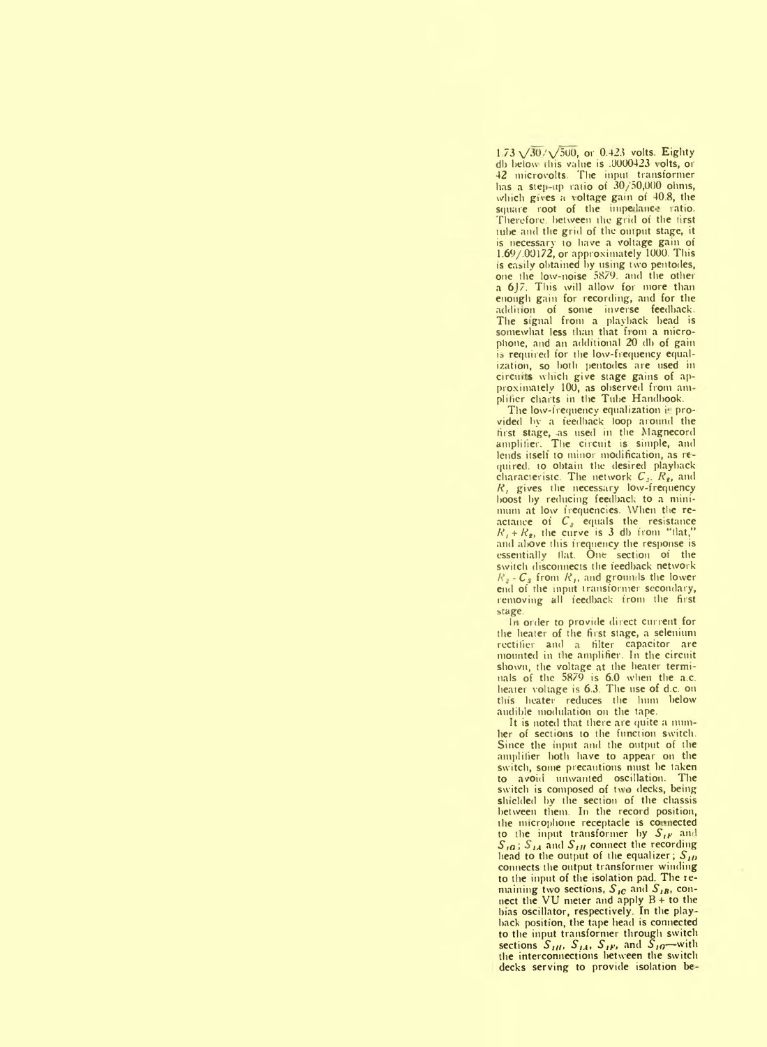$1.73\sqrt{30}/\sqrt{500}$, or 0.423 volts. Eighty db below this value is .0000423 volts, or 42 microvolts. The input transformer has a step-up ratio of 30/50,000 ohms, which gives a voltage gain of 40.8, the square root of the impedance ratio. Therefore, between the grid of the first tube and the grid of the output stage, it is necessary to have a voltage gain of 1.69/.00172, or approximately 1000. This is easily obtained by using two pentodes, one the low-noise 5879, and the other a 6J7. This will allow for more than enough gain for recording, and for the addition of some inverse feedback. The signal from a playback head is somewhat less than that from a microphone, and an additional 20 db of gain is required for the low-frequency equalization, so both pentodes are used in circuits which give stage gains of approximately 100, as observed from amplifier charts in the Tube Handbook.

The low-frequency equalization is provided by a feedback loop around the first stage, as used in the Magnecord amplifier. The circuit is simple, and lends itself to minor modification, as required, to obtain the desired playback characteristc. The network $C_3$, $R_2$, and $R_1$ gives the necessary low-frequency boost by reducing feedback to a minimum at low frequencies. When the reactance of $C_3$ equals the resistance $R_1 + R_2$, the curve is 3 db from "flat," and above this frequency the response is essentially flat. One section of the switch disconnects the feedback network $R_2$ - $C_3$ from $R_1$, and grounds the lower end of the input transformer secondary, removing all feedback from the first stage.

In order to provide direct current for the heater of the first stage, a selenium rectifier and a filter capacitor are mounted in the amplifier. In the circuit shown, the voltage at the heater terminals of the 5879 is 6.0 when the a.c. heater voltage is 6.3. The use of d.c. on this heater reduces the hum below audible modulation on the tape.

It is noted that there are quite a number of sections to the function switch. Since the input and the output of the amplifier both have to appear on the switch, some precautions must be taken to avoid unwanted oscillation. The switch is composed of two decks, being shielded by the section of the chassis between them. In the record position, the microphone receptacle is connected to the input transformer by $S_{1F}$ and $S_{1G}$; $S_{1A}$ and $S_{1H}$ connect the recording head to the output of the equalizer; $S_{1D}$ connects the output transformer winding to the input of the isolation pad. The remaining two sections, $S_{1C}$ and $S_{1B}$, connect the VU meter and apply B+ to the bias oscillator, respectively. In the playback position, the tape head is connected to the input transformer through switch sections $S_{1H}$, $S_{1A}$, $S_{1F}$, and $S_{1G}$—with the interconnections between the switch decks serving to provide isolation be-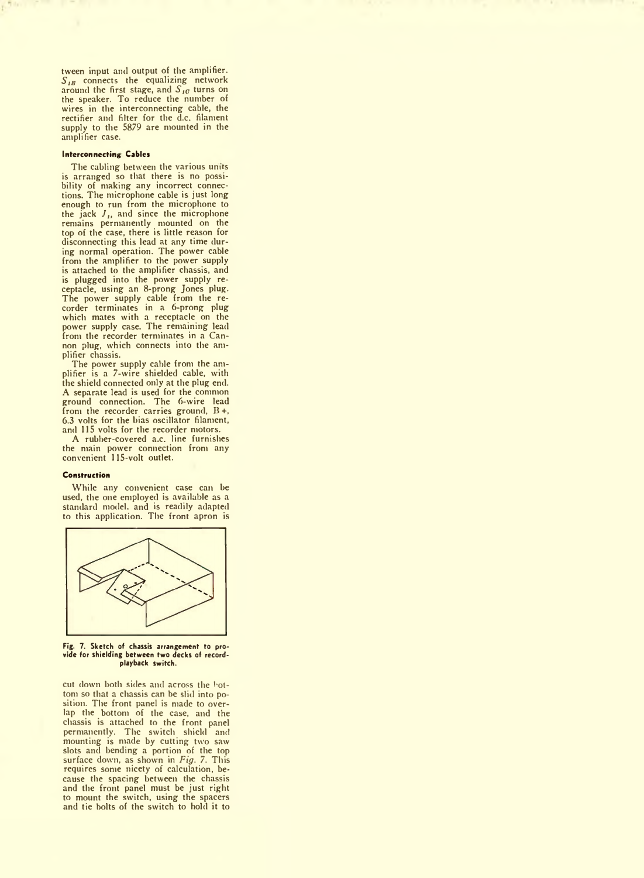tween input and output of the amplifier. $S_{1B}$ connects the equalizing network around the first stage, and $S_{1C}$ turns on the speaker. To reduce the number of wires in the interconnecting cable, the rectifier and filter for the d.c. filament supply to the 5879 are mounted in the amplifier case.

#### Interconnecting Cables

The cabling between the various units is arranged so that there is no possibility of making any incorrect connections. The microphone cable is just long enough to run from the microphone to the jack $J_1$, and since the microphone remains permanently mounted on the top of the case, there is little reason for disconnecting this lead at any time during normal operation. The power cable from the amplifier to the power supply is attached to the amplifier chassis, and is plugged into the power supply receptacle, using an 8-prong Jones plug. The power supply cable from the recorder terminates in a 6-prong plug which mates with a receptacle on the power supply case. The remaining lead from the recorder terminates in a Cannon plug, which connects into the amplifier chassis.

The power supply cable from the amplifier is a 7-wire shielded cable, with the shield connected only at the plug end. A separate lead is used for the common ground connection. The 6-wire lead from the recorder carries ground, B+, 6.3 volts for the bias oscillator filament, and 115 volts for the recorder motors.

A rubber-covered a.c. line furnishes the main power connection from any convenient 115-volt outlet.

#### Construction

While any convenient case can be used, the one employed is available as a standard model, and is readily adapted to this application. The front apron is

Fig. 7. Sketch of chassis arrangement to provide for shielding between two decks of record-playback switch.

cut down both sides and across the bottom so that a chassis can be slid into position. The front panel is made to overlap the bottom of the case, and the chassis is attached to the front panel permanently. The switch shield and mounting is made by cutting two saw slots and bending a portion of the top surface down, as shown in *Fig. 7*. This requires some nicety of calculation, because the spacing between the chassis and the front panel must be just right to mount the switch, using the spacers and tie bolts of the switch to hold it to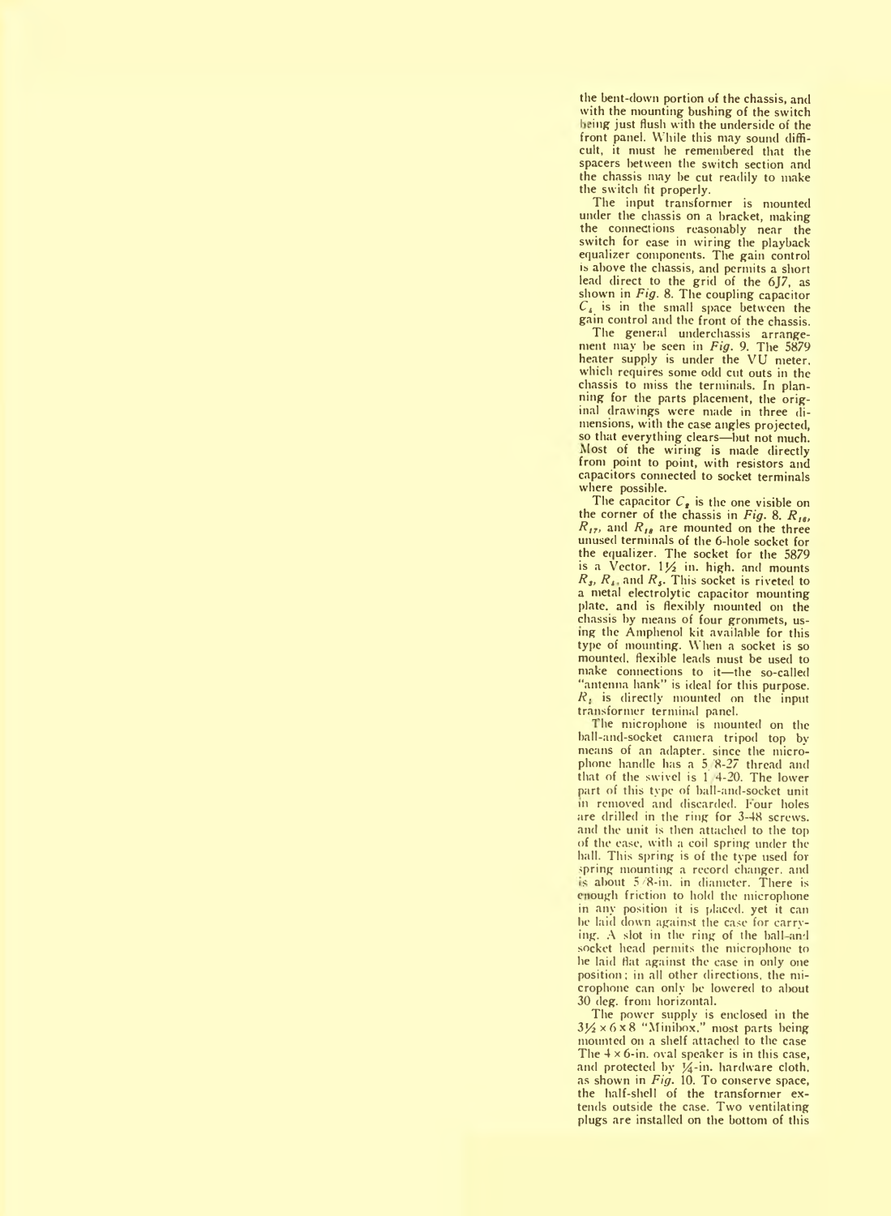the bent-down portion of the chassis, and with the mounting bushing of the switch being just flush with the underside of the front panel. While this may sound difficult, it must be remembered that the spacers between the switch section and the chassis may be cut readily to make the switch fit properly.

The input transformer is mounted under the chassis on a bracket, making the connections reasonably near the switch for ease in wiring the playback equalizer components. The gain control is above the chassis, and permits a short lead direct to the grid of the 6J7, as shown in *Fig.* 8. The coupling capacitor $C_4$ is in the small space between the gain control and the front of the chassis.

The general underchassis arrangement may be seen in *Fig.* 9. The 5879 heater supply is under the VU meter, which requires some odd cut outs in the chassis to miss the terminals. In planning for the parts placement, the original drawings were made in three dimensions, with the case angles projected, so that everything clears—but not much. Most of the wiring is made directly from point to point, with resistors and capacitors connected to socket terminals where possible.

The capacitor $C_8$ is the one visible on the corner of the chassis in *Fig.* 8. $R_{16}$, $R_{17}$, and $R_{18}$ are mounted on the three unused terminals of the 6-hole socket for the equalizer. The socket for the 5879 is a Vector, 1½ in. high, and mounts $R_3$, $R_4$, and $R_5$. This socket is riveted to a metal electrolytic capacitor mounting plate, and is flexibly mounted on the chassis by means of four grommets, using the Amphenol kit available for this type of mounting. When a socket is so mounted, flexible leads must be used to make connections to it—the so-called "antenna hank" is ideal for this purpose. $R_1$ is directly mounted on the input transformer terminal panel.

The microphone is mounted on the ball-and-socket camera tripod top by means of an adapter, since the microphone handle has a 5/8-27 thread and that of the swivel is 1/4-20. The lower part of this type of ball-and-socket unit in removed and discarded. Four holes are drilled in the ring for 3-48 screws, and the unit is then attached to the top of the case, with a coil spring under the ball. This spring is of the type used for spring mounting a record changer, and is about 5/8-in. in diameter. There is enough friction to hold the microphone in any position it is placed, yet it can be laid down against the case for carrying. A slot in the ring of the ball-and socket head permits the microphone to be laid flat against the case in only one position; in all other directions, the microphone can only be lowered to about 30 deg. from horizontal.

The power supply is enclosed in the 3½ × 6 × 8 "Minibox," most parts being mounted on a shelf attached to the case The 4 × 6-in. oval speaker is in this case, and protected by ¼-in. hardware cloth, as shown in *Fig.* 10. To conserve space, the half-shell of the transformer extends outside the case. Two ventilating plugs are installed on the bottom of this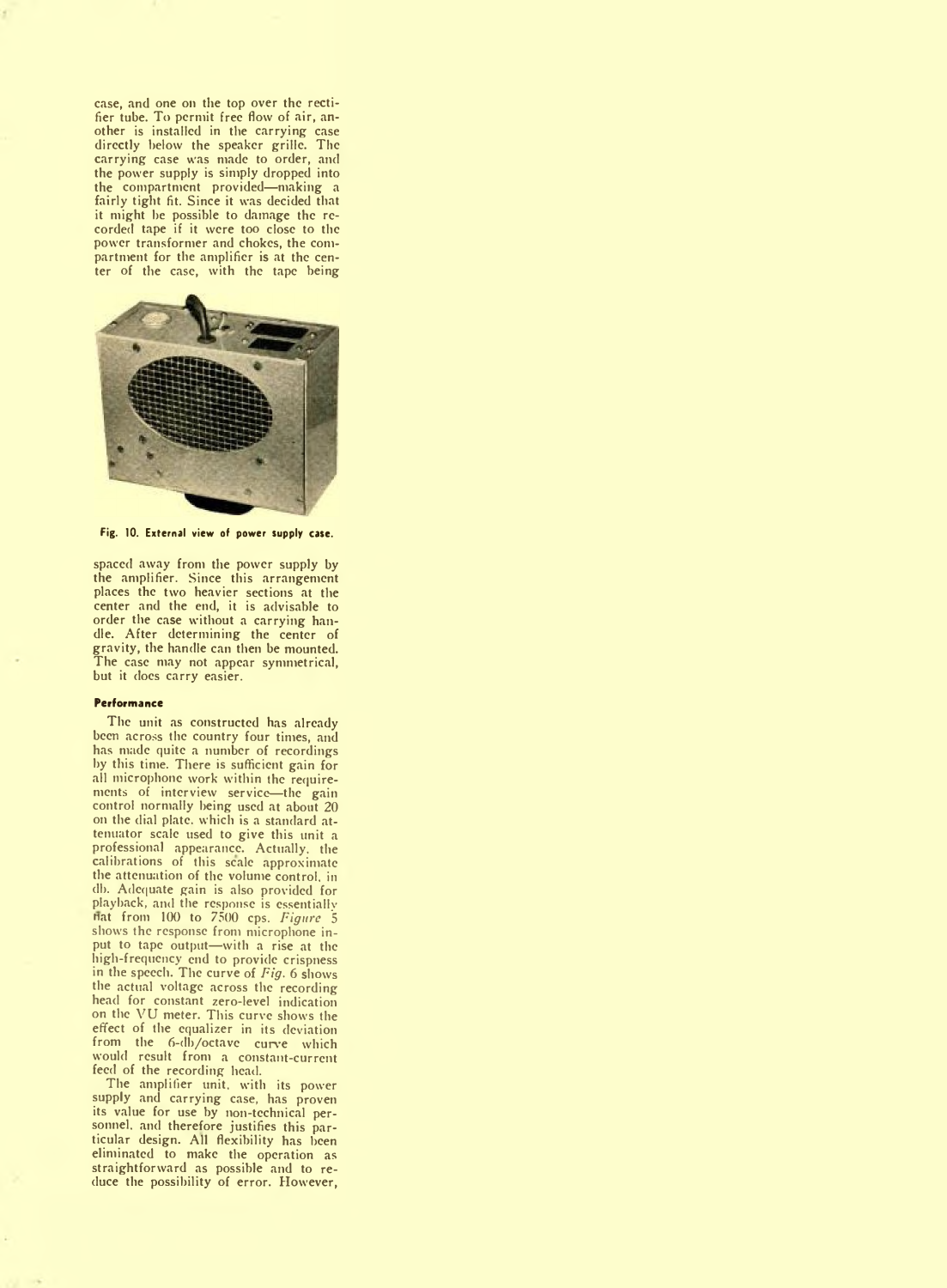case, and one on the top over the rectifier tube. To permit free flow of air, another is installed in the carrying case directly below the speaker grille. The carrying case was made to order, and the power supply is simply dropped into the compartment provided—making a fairly tight fit. Since it was decided that it might be possible to damage the recorded tape if it were too close to the power transformer and chokes, the compartment for the amplifier is at the center of the case, with the tape being spaced away from the power supply by the amplifier. Since this arrangement places the two heavier sections at the center and the end, it is advisable to order the case without a carrying handle. After determining the center of gravity, the handle can then be mounted. The case may not appear symmetrical, but it does carry easier.

**Fig. 10. External view of power supply case.**

#### Performance

The unit as constructed has already been across the country four times, and has made quite a number of recordings by this time. There is sufficient gain for all microphone work within the requirements of interview service—the gain control normally being used at about 20 on the dial plate, which is a standard attenuator scale used to give this unit a professional appearance. Actually, the calibrations of this scale approximate the attenuation of the volume control, in db. Adequate gain is also provided for playback, and the response is essentially flat from 100 to 7500 cps. *Figure* 5 shows the response from microphone input to tape output—with a rise at the high-frequency end to provide crispness in the speech. The curve of *Fig.* 6 shows the actual voltage across the recording head for constant zero-level indication on the VU meter. This curve shows the effect of the equalizer in its deviation from the 6-db/octave curve which would result from a constant-current feed of the recording head.

The amplifier unit, with its power supply and carrying case, has proven its value for use by non-technical personnel, and therefore justifies this particular design. All flexibility has been eliminated to make the operation as straightforward as possible and to reduce the possibility of error. However,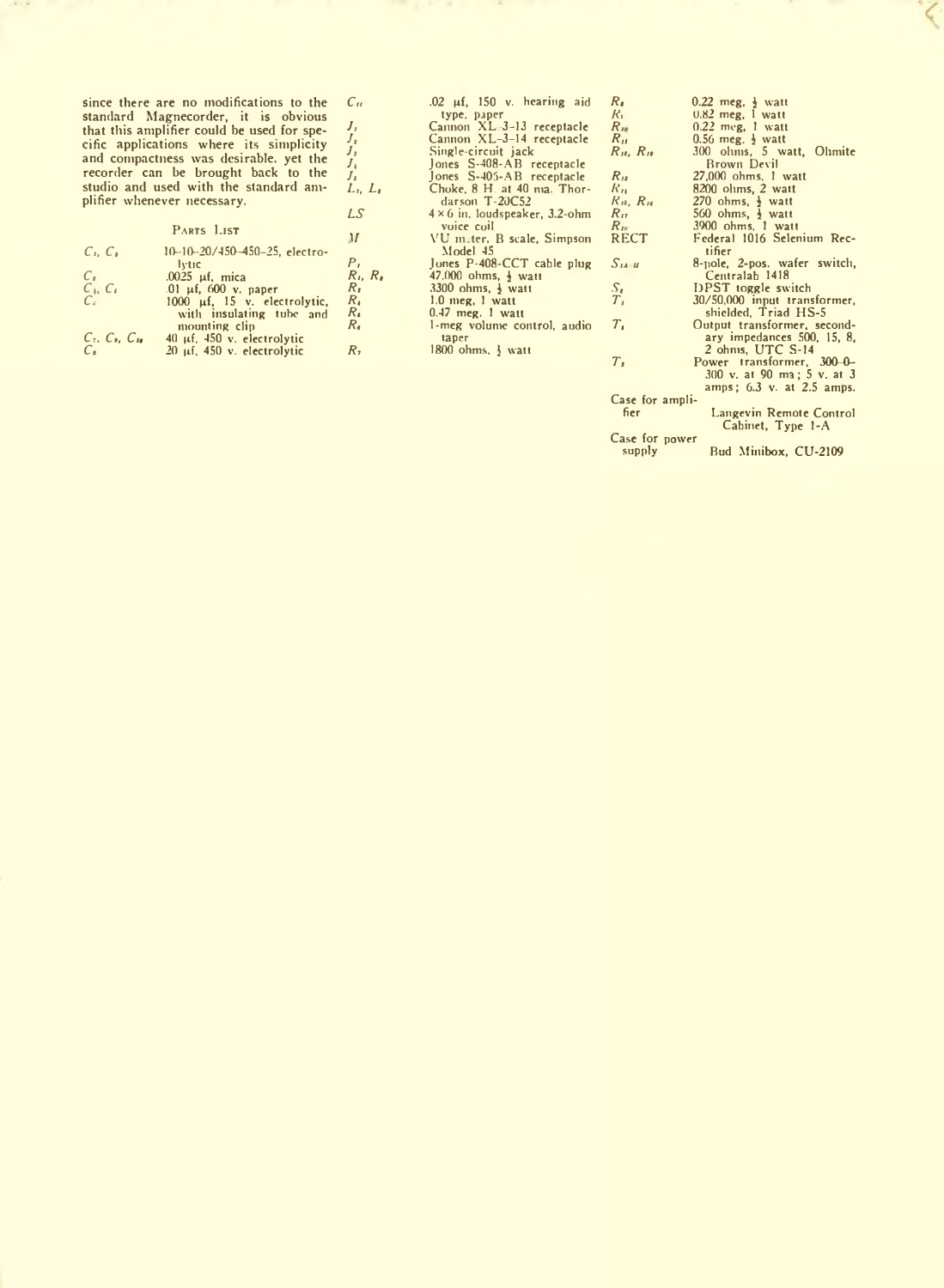since there are no modifications to the standard Magnecorder, it is obvious that this amplifier could be used for specific applications where its simplicity and compactness was desirable, yet the recorder can be brought back to the studio and used with the standard amplifier whenever necessary.

### Parts List

| | |
|---|---|
| $C_1$, $C_2$ | 10–10–20/450–450–25, electrolytic |
| $C_3$ | .0025 µf, mica |
| $C_4$, $C_5$ | .01 µf, 600 v. paper |
| $C_6$ | 1000 µf, 15 v. electrolytic, with insulating tube and mounting clip |
| $C_7$, $C_9$, $C_{10}$ | 40 µf, 450 v. electrolytic |
| $C_8$ | 20 µf, 450 v. electrolytic |
| $C_{11}$ | .02 µf, 150 v. hearing aid type, paper |
| $J_1$ | Cannon XL-3-13 receptacle |
| $J_2$ | Cannon XL-3-14 receptacle |
| $J_3$ | Single-circuit jack |
| $J_4$ | Jones S-408-AB receptacle |
| $J_5$ | Jones S-405-AB receptacle |
| $L_1$, $L_2$ | Choke, 8 H. at 40 ma. Thordarson T-20C52 |
| LS | 4×6 in. loudspeaker, 3.2-ohm voice coil |
| M | VU meter, B scale, Simpson Model 45 |
| $P_1$ | Jones P-408-CCT cable plug |
| $R_1$, $R_2$ | 47,000 ohms, ½ watt |
| $R_3$ | 3300 ohms, ½ watt |
| $R_4$ | 1.0 meg, 1 watt |
| $R_5$ | 0.47 meg, 1 watt |
| $R_6$ | 1-meg volume control, audio taper |
| $R_7$ | 1800 ohms, ½ watt |
| $R_8$ | 0.22 meg, ½ watt |
| $R_9$ | 0.82 meg, 1 watt |
| $R_{10}$ | 0.22 meg, 1 watt |
| $R_{11}$ | 0.56 meg, ½ watt |
| $R_{12}$, $R_{13}$ | 300 ohms, 5 watt, Ohmite Brown Devil |
| $R_{14}$ | 27,000 ohms, 1 watt |
| $R_{15}$ | 8200 ohms, 2 watt |
| $R_{15}$, $R_{16}$ | 270 ohms, ½ watt |
| $R_{17}$ | 560 ohms, ½ watt |
| $R_{18}$ | 3900 ohms, 1 watt |
| RECT | Federal 1016 Selenium Rectifier |
| $S_{1A-H}$ | 8-pole, 2-pos. wafer switch, Centralab 1418 |
| $S_2$ | DPST toggle switch |
| $T_1$ | 30/50,000 input transformer, shielded, Triad HS-5 |
| $T_2$ | Output transformer, secondary impedances 500, 15, 8, 2 ohms, UTC S-14 |
| $T_3$ | Power transformer, 300-0-300 v. at 90 ma; 5 v. at 3 amps; 6.3 v. at 2.5 amps. |
| Case for amplifier | Langevin Remote Control Cabinet, Type 1-A |
| Case for power supply | Bud Minibox, CU-2109 |